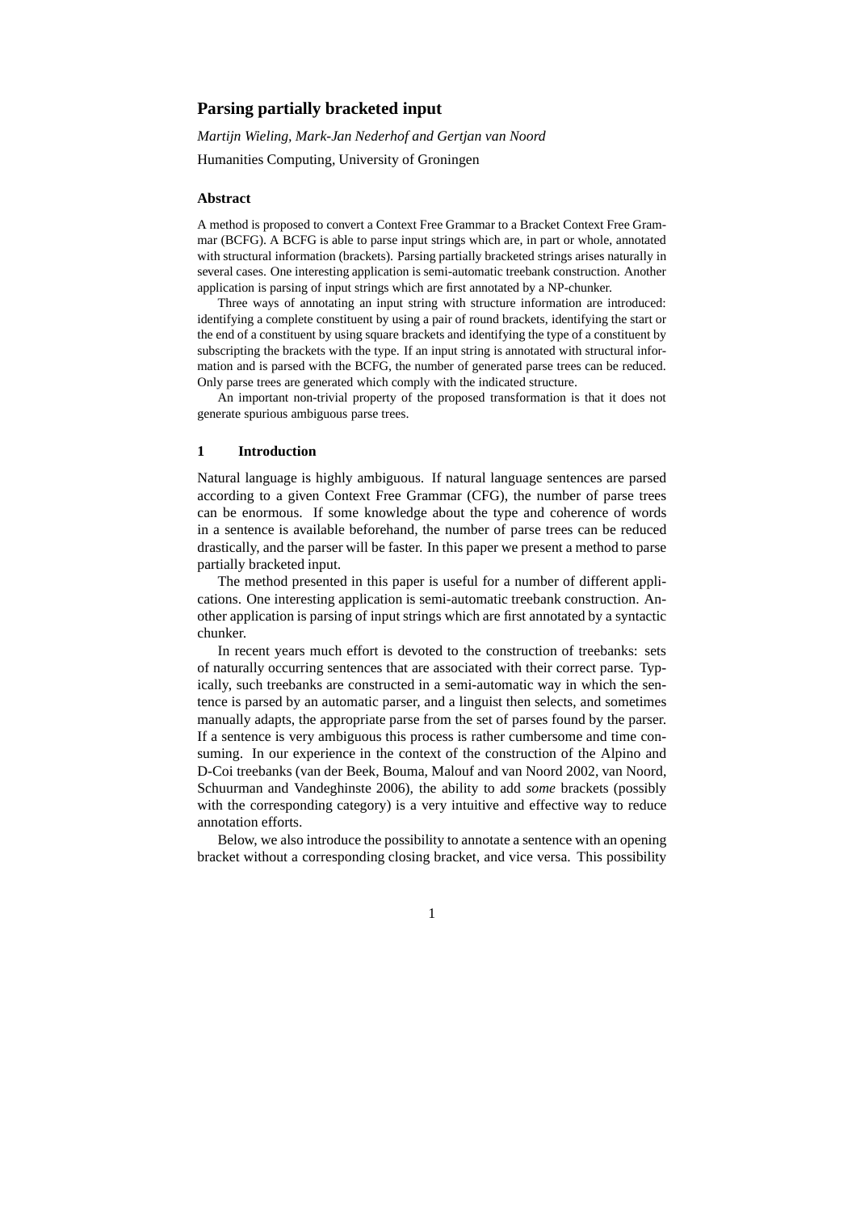# Parsing partially bracketed input

*Martijn Wieling, Mark-Jan Nederhof and Gertjan van Noord*

Humanities Computing, University of Groningen

### Abstract

A method is proposed to convert a Context Free Grammar to a Bracket Context Free Grammar (BCFG). A BCFG is able to parse input strings which are, in part or whole, annotated with structural information (brackets). Parsing partially bracketed strings arises naturally in several cases. One interesting application is semi-automatic treebank construction. Another application is parsing of input strings which are first annotated by a NP-chunker.

Three ways of annotating an input string with structure information are introduced: identifying a complete constituent by using a pair of round brackets, identifying the start or the end of a constituent by using square brackets and identifying the type of a constituent by subscripting the brackets with the type. If an input string is annotated with structural information and is parsed with the BCFG, the number of generated parse trees can be reduced. Only parse trees are generated which comply with the indicated structure.

An important non-trivial property of the proposed transformation is that it does not generate spurious ambiguous parse trees.

## 1 Introduction

Natural language is highly ambiguous. If natural language sentences are parsed according to a given Context Free Grammar (CFG), the number of parse trees can be enormous. If some knowledge about the type and coherence of words in a sentence is available beforehand, the number of parse trees can be reduced drastically, and the parser will be faster. In this paper we present a method to parse partially bracketed input.

The method presented in this paper is useful for a number of different applications. One interesting application is semi-automatic treebank construction. Another application is parsing of input strings which are first annotated by a syntactic chunker.

In recent years much effort is devoted to the construction of treebanks: sets of naturally occurring sentences that are associated with their correct parse. Typically, such treebanks are constructed in a semi-automatic way in which the sentence is parsed by an automatic parser, and a linguist then selects, and sometimes manually adapts, the appropriate parse from the set of parses found by the parser. If a sentence is very ambiguous this process is rather cumbersome and time consuming. In our experience in the context of the construction of the Alpino and D-Coi treebanks (van der Beek, Bouma, Malouf and van Noord 2002, van Noord, Schuurman and Vandeghinste 2006), the ability to add *some* brackets (possibly with the corresponding category) is a very intuitive and effective way to reduce annotation efforts.

Below, we also introduce the possibility to annotate a sentence with an opening bracket without a corresponding closing bracket, and vice versa. This possibility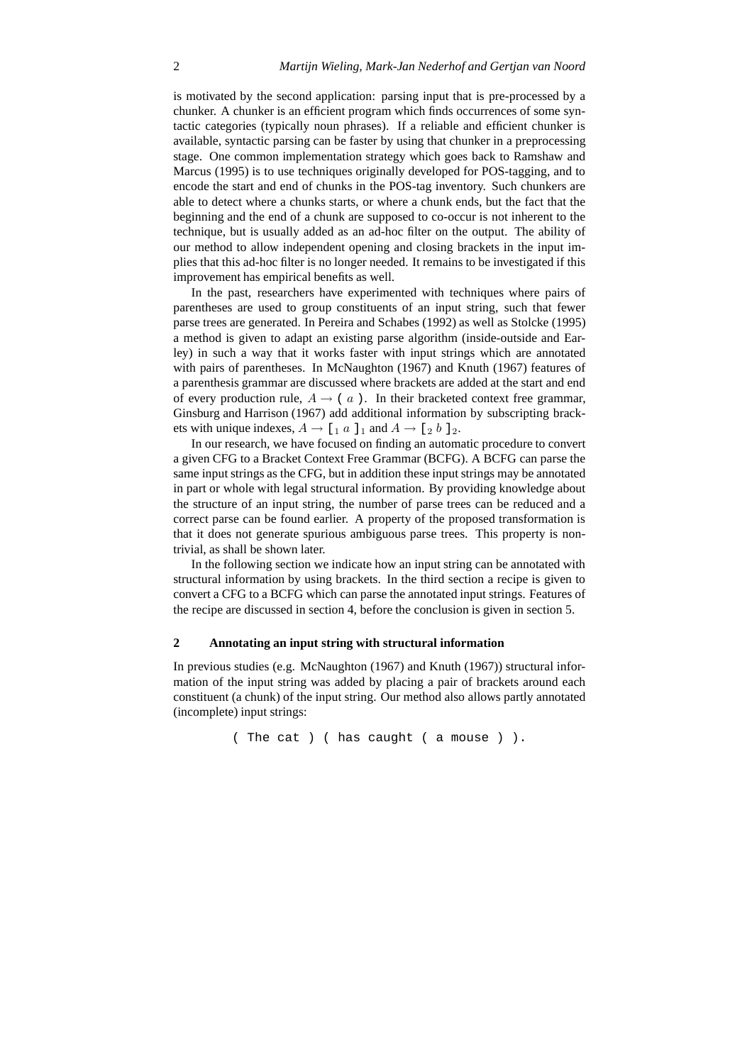is motivated by the second application: parsing input that is pre-processed by a chunker. A chunker is an efficient program which finds occurrences of some syntactic categories (typically noun phrases). If a reliable and efficient chunker is available, syntactic parsing can be faster by using that chunker in a preprocessing stage. One common implementation strategy which goes back to Ramshaw and Marcus (1995) is to use techniques originally developed for POS-tagging, and to encode the start and end of chunks in the POS-tag inventory. Such chunkers are able to detect where a chunks starts, or where a chunk ends, but the fact that the beginning and the end of a chunk are supposed to co-occur is not inherent to the technique, but is usually added as an ad-hoc filter on the output. The ability of our method to allow independent opening and closing brackets in the input implies that this ad-hoc filter is no longer needed. It remains to be investigated if this improvement has empirical benefits as well.

In the past, researchers have experimented with techniques where pairs of parentheses are used to group constituents of an input string, such that fewer parse trees are generated. In Pereira and Schabes (1992) as well as Stolcke (1995) a method is given to adapt an existing parse algorithm (inside-outside and Earley) in such a way that it works faster with input strings which are annotated with pairs of parentheses. In McNaughton (1967) and Knuth (1967) features of a parenthesis grammar are discussed where brackets are added at the start and end of every production rule, $A \rightarrow \texttt{(}\ a\ \texttt{)}$. In their bracketed context free grammar, Ginsburg and Harrison (1967) add additional information by subscripting brackets with unique indexes, $A \rightarrow \texttt{[}_1\ a\ \texttt{]}_1$ and $A \rightarrow \texttt{[}_2\ b\ \texttt{]}_2$.

In our research, we have focused on finding an automatic procedure to convert a given CFG to a Bracket Context Free Grammar (BCFG). A BCFG can parse the same input strings as the CFG, but in addition these input strings may be annotated in part or whole with legal structural information. By providing knowledge about the structure of an input string, the number of parse trees can be reduced and a correct parse can be found earlier. A property of the proposed transformation is that it does not generate spurious ambiguous parse trees. This property is non-trivial, as shall be shown later.

In the following section we indicate how an input string can be annotated with structural information by using brackets. In the third section a recipe is given to convert a CFG to a BCFG which can parse the annotated input strings. Features of the recipe are discussed in section 4, before the conclusion is given in section 5.

## 2 Annotating an input string with structural information

In previous studies (e.g. McNaughton (1967) and Knuth (1967)) structural information of the input string was added by placing a pair of brackets around each constituent (a chunk) of the input string. Our method also allows partly annotated (incomplete) input strings:

```
( The cat ) ( has caught ( a mouse ) ).
```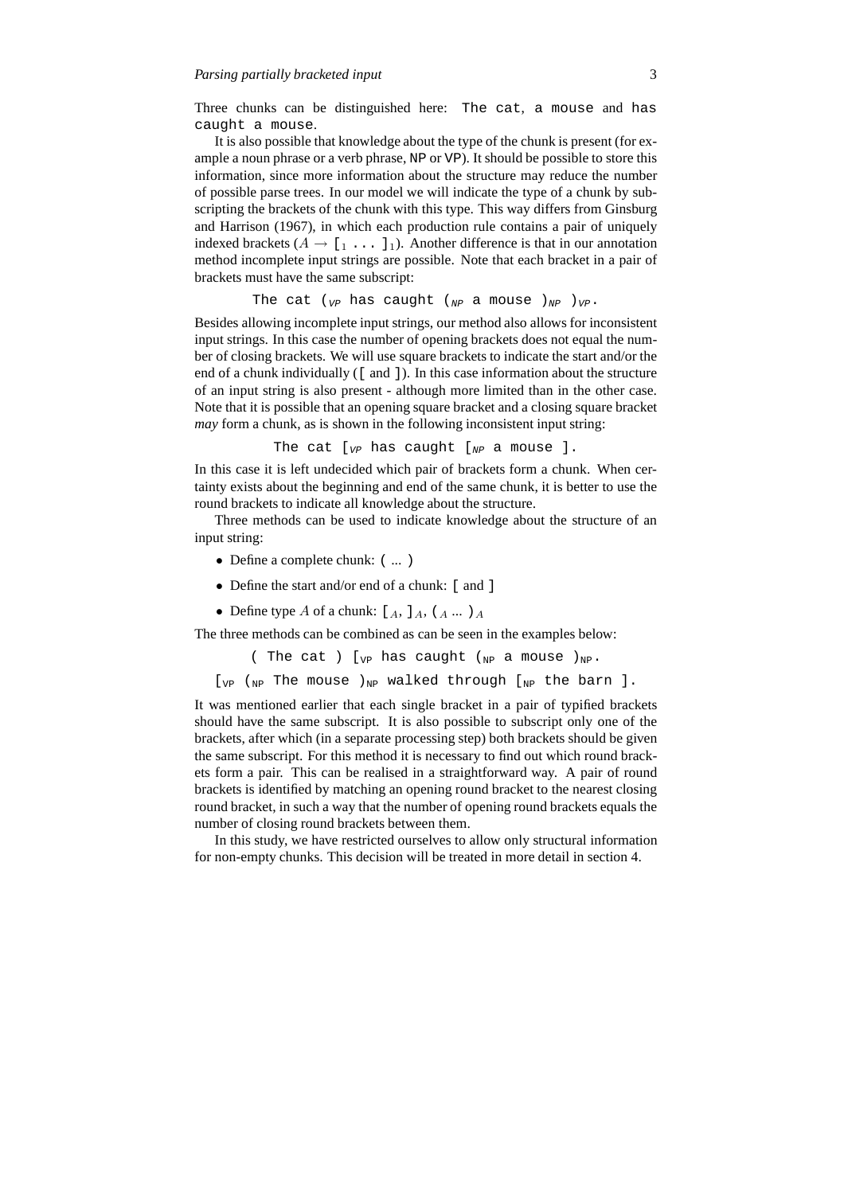Three chunks can be distinguished here: `The cat`, `a mouse` and `has caught a mouse`.

It is also possible that knowledge about the type of the chunk is present (for example a noun phrase or a verb phrase, NP or VP). It should be possible to store this information, since more information about the structure may reduce the number of possible parse trees. In our model we will indicate the type of a chunk by subscripting the brackets of the chunk with this type. This way differs from Ginsburg and Harrison (1967), in which each production rule contains a pair of uniquely indexed brackets ($A \rightarrow [_1 \ldots ]_1$). Another difference is that in our annotation method incomplete input strings are possible. Note that each bracket in a pair of brackets must have the same subscript:

$$\texttt{The cat } (_{VP} \texttt{ has caught } (_{NP} \texttt{ a mouse } )_{NP} \; )_{VP}.$$

Besides allowing incomplete input strings, our method also allows for inconsistent input strings. In this case the number of opening brackets does not equal the number of closing brackets. We will use square brackets to indicate the start and/or the end of a chunk individually ([ and ]). In this case information about the structure of an input string is also present - although more limited than in the other case. Note that it is possible that an opening square bracket and a closing square bracket *may* form a chunk, as is shown in the following inconsistent input string:

$$\texttt{The cat } [_{VP} \texttt{ has caught } [_{NP} \texttt{ a mouse } ].$$

In this case it is left undecided which pair of brackets form a chunk. When certainty exists about the beginning and end of the same chunk, it is better to use the round brackets to indicate all knowledge about the structure.

Three methods can be used to indicate knowledge about the structure of an input string:

- Define a complete chunk: ( ... )
- Define the start and/or end of a chunk: [ and ]
- Define type $A$ of a chunk: $[_A$, $]_A$, $(_A \ldots )_A$

The three methods can be combined as can be seen in the examples below:

$$\texttt{( The cat ) } [_{VP} \texttt{ has caught } (_{NP} \texttt{ a mouse } )_{NP}.$$

$$[_{VP} \; (_{NP} \texttt{ The mouse } )_{NP} \texttt{ walked through } [_{NP} \texttt{ the barn } ].$$

It was mentioned earlier that each single bracket in a pair of typified brackets should have the same subscript. It is also possible to subscript only one of the brackets, after which (in a separate processing step) both brackets should be given the same subscript. For this method it is necessary to find out which round brackets form a pair. This can be realised in a straightforward way. A pair of round brackets is identified by matching an opening round bracket to the nearest closing round bracket, in such a way that the number of opening round brackets equals the number of closing round brackets between them.

In this study, we have restricted ourselves to allow only structural information for non-empty chunks. This decision will be treated in more detail in section 4.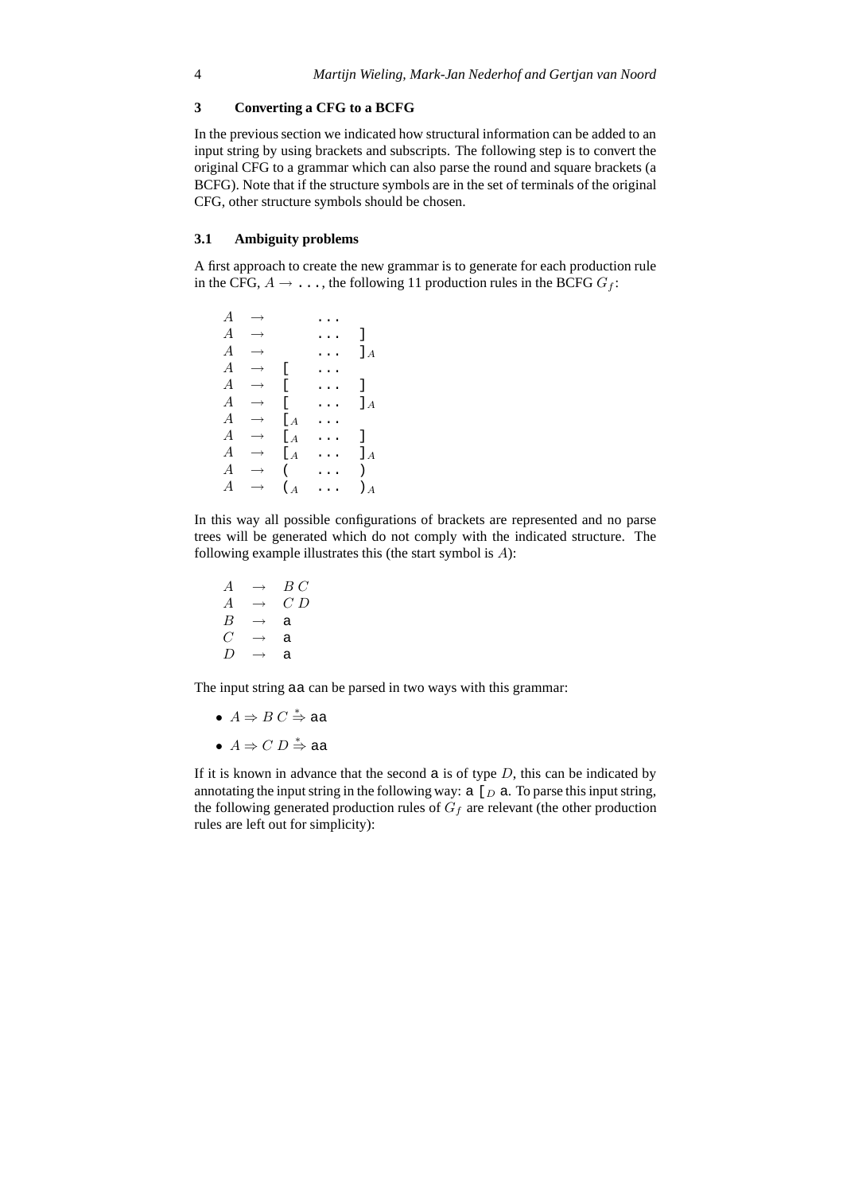## 3 Converting a CFG to a BCFG

In the previous section we indicated how structural information can be added to an input string by using brackets and subscripts. The following step is to convert the original CFG to a grammar which can also parse the round and square brackets (a BCFG). Note that if the structure symbols are in the set of terminals of the original CFG, other structure symbols should be chosen.

### 3.1 Ambiguity problems

A first approach to create the new grammar is to generate for each production rule in the CFG, $A \rightarrow \texttt{...}$, the following 11 production rules in the BCFG $G_f$:

$$
\begin{array}{llllll}
A & \rightarrow & & \texttt{...} & \\
A & \rightarrow & & \texttt{...} & \texttt{]} \\
A & \rightarrow & & \texttt{...} & \texttt{]}_A \\
A & \rightarrow & \texttt{[} & \texttt{...} & \\
A & \rightarrow & \texttt{[} & \texttt{...} & \texttt{]} \\
A & \rightarrow & \texttt{[} & \texttt{...} & \texttt{]}_A \\
A & \rightarrow & \texttt{[}_A & \texttt{...} & \\
A & \rightarrow & \texttt{[}_A & \texttt{...} & \texttt{]} \\
A & \rightarrow & \texttt{[}_A & \texttt{...} & \texttt{]}_A \\
A & \rightarrow & \texttt{(} & \texttt{...} & \texttt{)} \\
A & \rightarrow & \texttt{(}_A & \texttt{...} & \texttt{)}_A
\end{array}
$$

In this way all possible configurations of brackets are represented and no parse trees will be generated which do not comply with the indicated structure. The following example illustrates this (the start symbol is $A$):

$$
\begin{array}{lll}
A & \rightarrow & B\ C \\
A & \rightarrow & C\ D \\
B & \rightarrow & \texttt{a} \\
C & \rightarrow & \texttt{a} \\
D & \rightarrow & \texttt{a}
\end{array}
$$

The input string aa can be parsed in two ways with this grammar:

- $A \Rightarrow B\ C \overset{*}{\Rightarrow} \texttt{aa}$
- $A \Rightarrow C\ D \overset{*}{\Rightarrow} \texttt{aa}$

If it is known in advance that the second a is of type $D$, this can be indicated by annotating the input string in the following way: a $\texttt{[}_D$ a. To parse this input string, the following generated production rules of $G_f$ are relevant (the other production rules are left out for simplicity):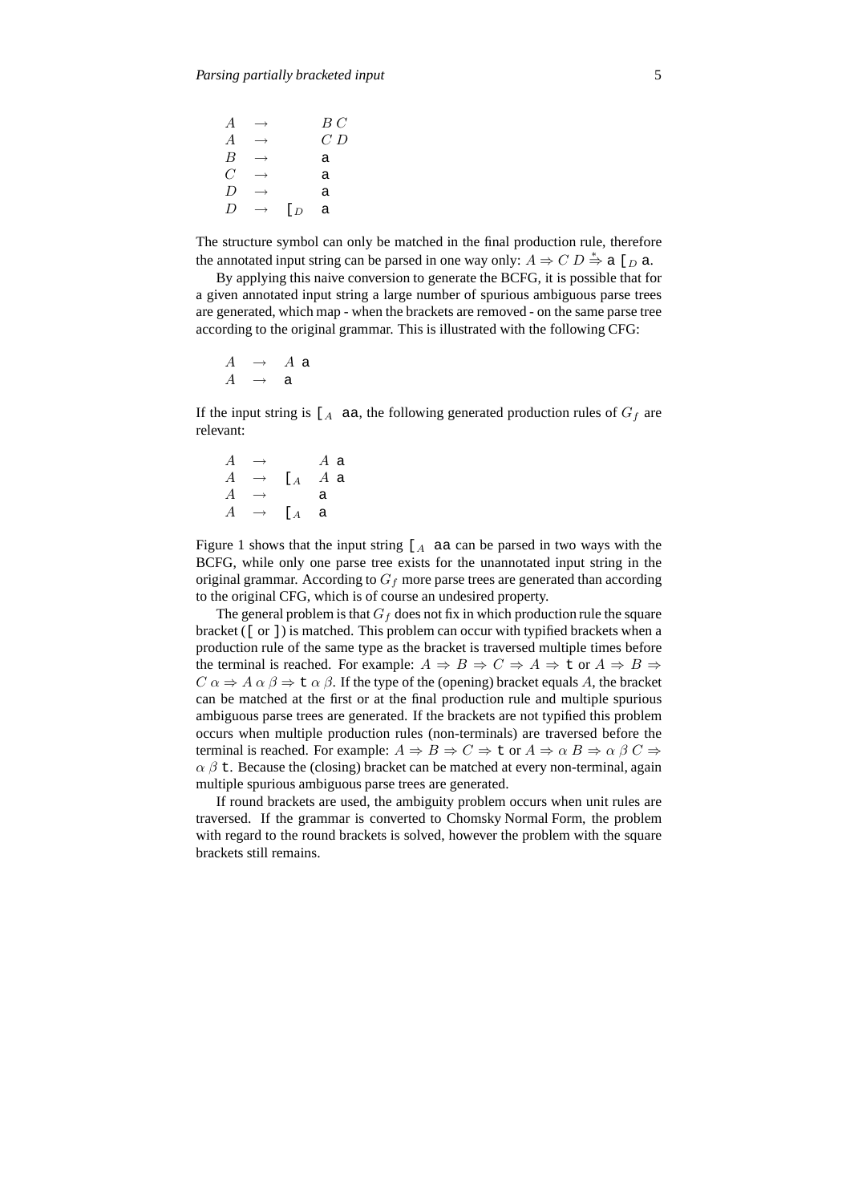$$
\begin{array}{lll}
A & \rightarrow & B\ C \\
A & \rightarrow & C\ D \\
B & \rightarrow & \texttt{a} \\
C & \rightarrow & \texttt{a} \\
D & \rightarrow & \texttt{a} \\
D & \rightarrow & \texttt{[}_D\ \texttt{a}
\end{array}
$$

The structure symbol can only be matched in the final production rule, therefore the annotated input string can be parsed in one way only: $A \Rightarrow C\ D \overset{*}{\Rightarrow} \texttt{a}\ \texttt{[}_D\ \texttt{a}$.

By applying this naive conversion to generate the BCFG, it is possible that for a given annotated input string a large number of spurious ambiguous parse trees are generated, which map - when the brackets are removed - on the same parse tree according to the original grammar. This is illustrated with the following CFG:

$$
\begin{array}{lll}
A & \rightarrow & A\ \texttt{a} \\
A & \rightarrow & \texttt{a}
\end{array}
$$

If the input string is $\texttt{[}_A\ \texttt{aa}$, the following generated production rules of $G_f$ are relevant:

$$
\begin{array}{lll}
A & \rightarrow & A\ \texttt{a} \\
A & \rightarrow & \texttt{[}_A\ A\ \texttt{a} \\
A & \rightarrow & \texttt{a} \\
A & \rightarrow & \texttt{[}_A\ \texttt{a}
\end{array}
$$

Figure 1 shows that the input string $\texttt{[}_A\ \texttt{aa}$ can be parsed in two ways with the BCFG, while only one parse tree exists for the unannotated input string in the original grammar. According to $G_f$ more parse trees are generated than according to the original CFG, which is of course an undesired property.

The general problem is that $G_f$ does not fix in which production rule the square bracket ([ or ]) is matched. This problem can occur with typified brackets when a production rule of the same type as the bracket is traversed multiple times before the terminal is reached. For example: $A \Rightarrow B \Rightarrow C \Rightarrow A \Rightarrow \texttt{t}$ or $A \Rightarrow B \Rightarrow C\ \alpha \Rightarrow A\ \alpha\ \beta \Rightarrow \texttt{t}\ \alpha\ \beta$. If the type of the (opening) bracket equals $A$, the bracket can be matched at the first or at the final production rule and multiple spurious ambiguous parse trees are generated. If the brackets are not typified this problem occurs when multiple production rules (non-terminals) are traversed before the terminal is reached. For example: $A \Rightarrow B \Rightarrow C \Rightarrow \texttt{t}$ or $A \Rightarrow \alpha\ B \Rightarrow \alpha\ \beta\ C \Rightarrow \alpha\ \beta\ \texttt{t}$. Because the (closing) bracket can be matched at every non-terminal, again multiple spurious ambiguous parse trees are generated.

If round brackets are used, the ambiguity problem occurs when unit rules are traversed. If the grammar is converted to Chomsky Normal Form, the problem with regard to the round brackets is solved, however the problem with the square brackets still remains.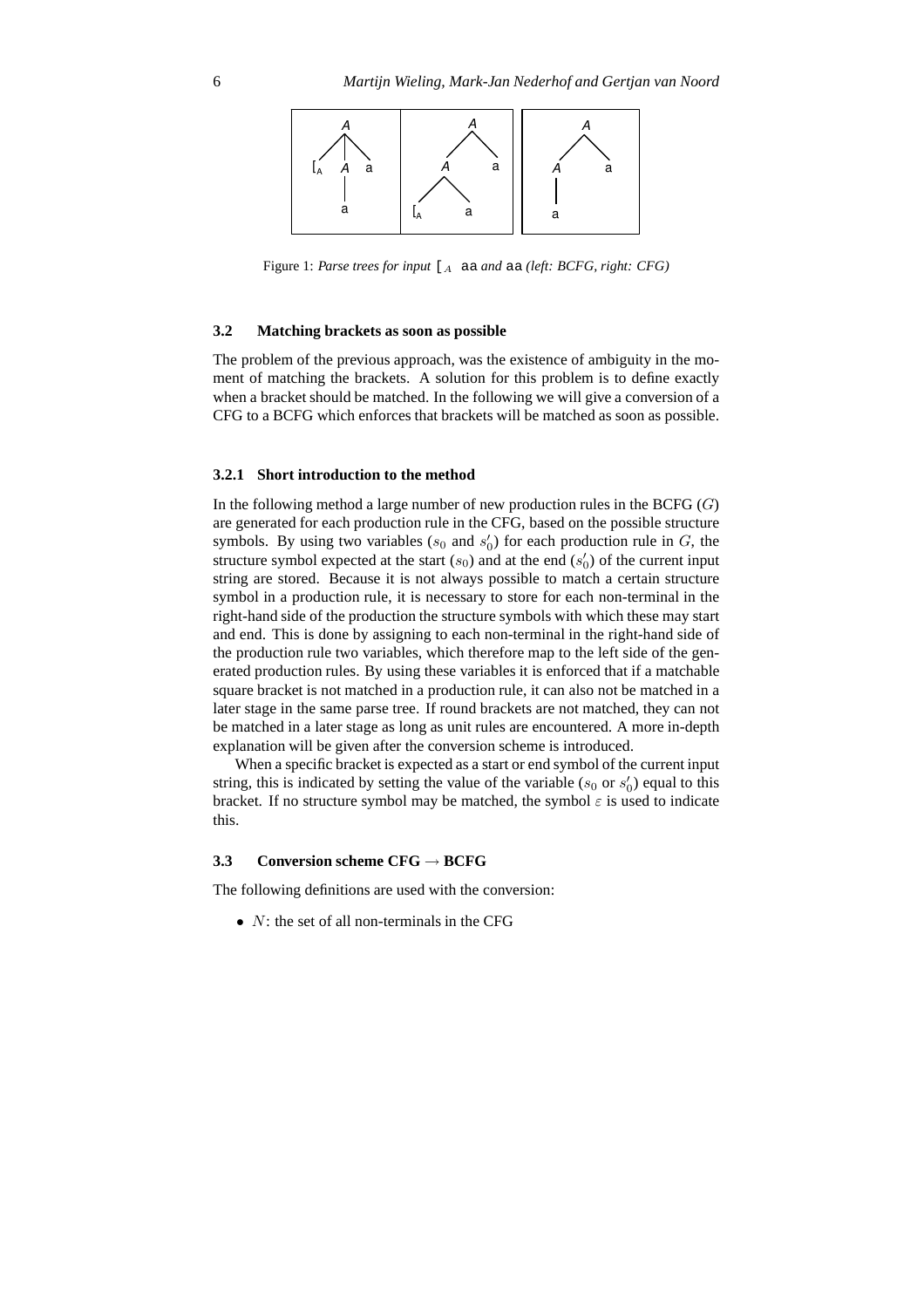Figure 1: *Parse trees for input* $[_A$ aa *and* aa *(left: BCFG, right: CFG)*

### 3.2 Matching brackets as soon as possible

The problem of the previous approach, was the existence of ambiguity in the moment of matching the brackets. A solution for this problem is to define exactly when a bracket should be matched. In the following we will give a conversion of a CFG to a BCFG which enforces that brackets will be matched as soon as possible.

#### 3.2.1 Short introduction to the method

In the following method a large number of new production rules in the BCFG ($G$) are generated for each production rule in the CFG, based on the possible structure symbols. By using two variables ($s_0$ and $s'_0$) for each production rule in $G$, the structure symbol expected at the start ($s_0$) and at the end ($s'_0$) of the current input string are stored. Because it is not always possible to match a certain structure symbol in a production rule, it is necessary to store for each non-terminal in the right-hand side of the production the structure symbols with which these may start and end. This is done by assigning to each non-terminal in the right-hand side of the production rule two variables, which therefore map to the left side of the generated production rules. By using these variables it is enforced that if a matchable square bracket is not matched in a production rule, it can also not be matched in a later stage in the same parse tree. If round brackets are not matched, they can not be matched in a later stage as long as unit rules are encountered. A more in-depth explanation will be given after the conversion scheme is introduced.

When a specific bracket is expected as a start or end symbol of the current input string, this is indicated by setting the value of the variable ($s_0$ or $s'_0$) equal to this bracket. If no structure symbol may be matched, the symbol $\varepsilon$ is used to indicate this.

### 3.3 Conversion scheme CFG → BCFG

The following definitions are used with the conversion:

- $N$: the set of all non-terminals in the CFG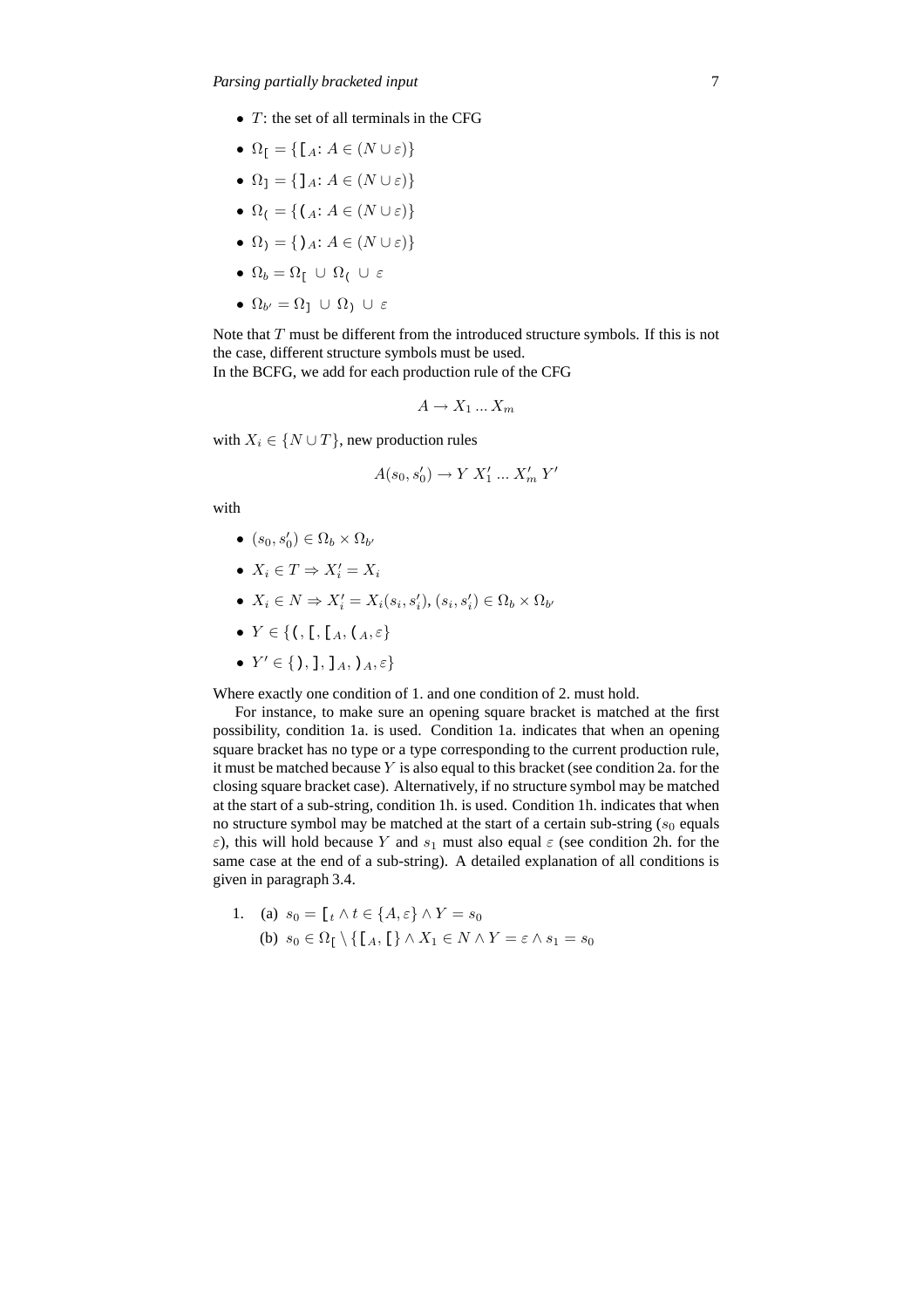- $T$: the set of all terminals in the CFG
- $\Omega_{[} = \{[_A : A \in (N \cup \varepsilon)\}$
- $\Omega_{]} = \{]_A : A \in (N \cup \varepsilon)\}$
- $\Omega_{(} = \{(_A : A \in (N \cup \varepsilon)\}$
- $\Omega_{)} = \{)_A : A \in (N \cup \varepsilon)\}$
- $\Omega_b = \Omega_{[} \cup \Omega_{(} \cup \varepsilon$
- $\Omega_{b'} = \Omega_{]} \cup \Omega_{)} \cup \varepsilon$

Note that $T$ must be different from the introduced structure symbols. If this is not the case, different structure symbols must be used.
In the BCFG, we add for each production rule of the CFG

$$A \rightarrow X_1 \ldots X_m$$

with $X_i \in \{N \cup T\}$, new production rules

$$A(s_0, s'_0) \rightarrow Y\ X'_1 \ldots X'_m\ Y'$$

with

- $(s_0, s'_0) \in \Omega_b \times \Omega_{b'}$
- $X_i \in T \Rightarrow X'_i = X_i$
- $X_i \in N \Rightarrow X'_i = X_i(s_i, s'_i)$, $(s_i, s'_i) \in \Omega_b \times \Omega_{b'}$
- $Y \in \{(, [, [_A, (_A, \varepsilon\}$
- $Y' \in \{), ], ]_A, )_A, \varepsilon\}$

Where exactly one condition of 1. and one condition of 2. must hold.

For instance, to make sure an opening square bracket is matched at the first possibility, condition 1a. is used. Condition 1a. indicates that when an opening square bracket has no type or a type corresponding to the current production rule, it must be matched because $Y$ is also equal to this bracket (see condition 2a. for the closing square bracket case). Alternatively, if no structure symbol may be matched at the start of a sub-string, condition 1h. is used. Condition 1h. indicates that when no structure symbol may be matched at the start of a certain sub-string ($s_0$ equals $\varepsilon$), this will hold because $Y$ and $s_1$ must also equal $\varepsilon$ (see condition 2h. for the same case at the end of a sub-string). A detailed explanation of all conditions is given in paragraph 3.4.

1. (a) $s_0 = [_t \wedge t \in \{A, \varepsilon\} \wedge Y = s_0$
   (b) $s_0 \in \Omega_{[} \setminus \{[_A, [\} \wedge X_1 \in N \wedge Y = \varepsilon \wedge s_1 = s_0$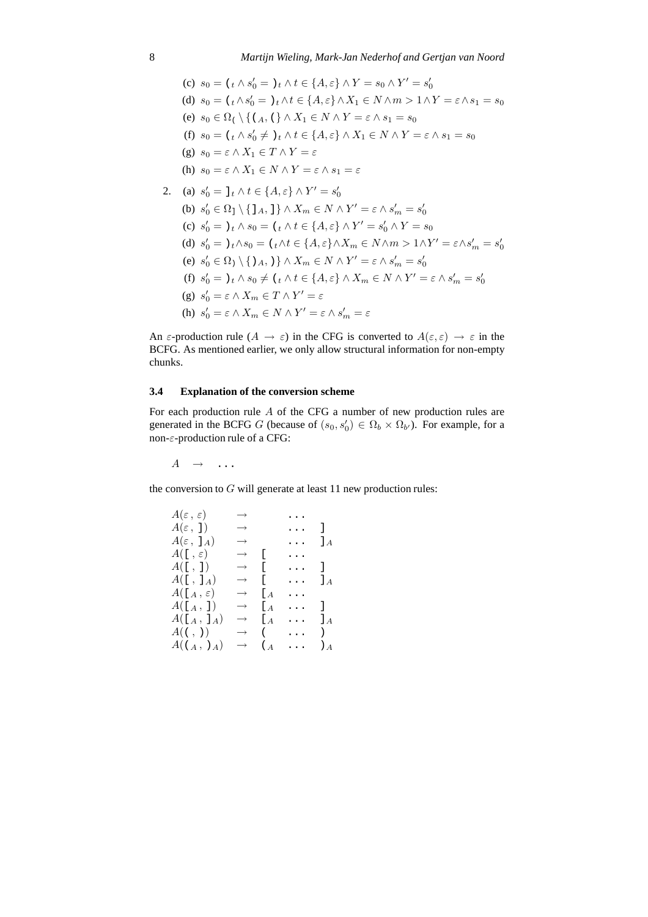(c) $s_0 = (_t \wedge s'_0 = )_t \wedge t \in \{A, \varepsilon\} \wedge Y = s_0 \wedge Y' = s'_0$

(d) $s_0 = (_t \wedge s'_0 = )_t \wedge t \in \{A, \varepsilon\} \wedge X_1 \in N \wedge m > 1 \wedge Y = \varepsilon \wedge s_1 = s_0$

(e) $s_0 \in \Omega_( \setminus \{(_A, (\} \wedge X_1 \in N \wedge Y = \varepsilon \wedge s_1 = s_0$

(f) $s_0 = (_t \wedge s'_0 \neq )_t \wedge t \in \{A, \varepsilon\} \wedge X_1 \in N \wedge Y = \varepsilon \wedge s_1 = s_0$

(g) $s_0 = \varepsilon \wedge X_1 \in T \wedge Y = \varepsilon$

(h) $s_0 = \varepsilon \wedge X_1 \in N \wedge Y = \varepsilon \wedge s_1 = \varepsilon$

2. (a) $s'_0 = ]_t \wedge t \in \{A, \varepsilon\} \wedge Y' = s'_0$

(b) $s'_0 \in \Omega_] \setminus \{]_A, ]\} \wedge X_m \in N \wedge Y' = \varepsilon \wedge s'_m = s'_0$

(c) $s'_0 = )_t \wedge s_0 = (_t \wedge t \in \{A, \varepsilon\} \wedge Y' = s'_0 \wedge Y = s_0$

(d) $s'_0 = )_t \wedge s_0 = (_t \wedge t \in \{A, \varepsilon\} \wedge X_m \in N \wedge m > 1 \wedge Y' = \varepsilon \wedge s'_m = s'_0$

(e) $s'_0 \in \Omega_) \setminus \{)_A, )\} \wedge X_m \in N \wedge Y' = \varepsilon \wedge s'_m = s'_0$

(f) $s'_0 = )_t \wedge s_0 \neq (_t \wedge t \in \{A, \varepsilon\} \wedge X_m \in N \wedge Y' = \varepsilon \wedge s'_m = s'_0$

(g) $s'_0 = \varepsilon \wedge X_m \in T \wedge Y' = \varepsilon$

(h) $s'_0 = \varepsilon \wedge X_m \in N \wedge Y' = \varepsilon \wedge s'_m = \varepsilon$

An $\varepsilon$-production rule ($A \rightarrow \varepsilon$) in the CFG is converted to $A(\varepsilon, \varepsilon) \rightarrow \varepsilon$ in the BCFG. As mentioned earlier, we only allow structural information for non-empty chunks.

### 3.4 Explanation of the conversion scheme

For each production rule $A$ of the CFG a number of new production rules are generated in the BCFG $G$ (because of $(s_0, s'_0) \in \Omega_b \times \Omega_{b'}$). For example, for a non-$\varepsilon$-production rule of a CFG:

$$A \quad \rightarrow \quad \ldots$$

the conversion to $G$ will generate at least 11 new production rules:

$$
\begin{array}{llllll}
A(\varepsilon\,,\,\varepsilon) & \rightarrow & & \ldots & \\
A(\varepsilon\,,\,]) & \rightarrow & & \ldots & ] \\
A(\varepsilon\,,\,]_A) & \rightarrow & & \ldots & ]_A \\
A([\,,\,\varepsilon) & \rightarrow & [ & \ldots & \\
A([\,,\,]) & \rightarrow & [ & \ldots & ] \\
A([\,,\,]_A) & \rightarrow & [ & \ldots & ]_A \\
A([_A\,,\,\varepsilon) & \rightarrow & [_A & \ldots & \\
A([_A\,,\,]) & \rightarrow & [_A & \ldots & ] \\
A([_A\,,\,]_A) & \rightarrow & [_A & \ldots & ]_A \\
A((\,,\,)) & \rightarrow & ( & \ldots & ) \\
A((_A\,,\,)_A) & \rightarrow & (_A & \ldots & )_A
\end{array}
$$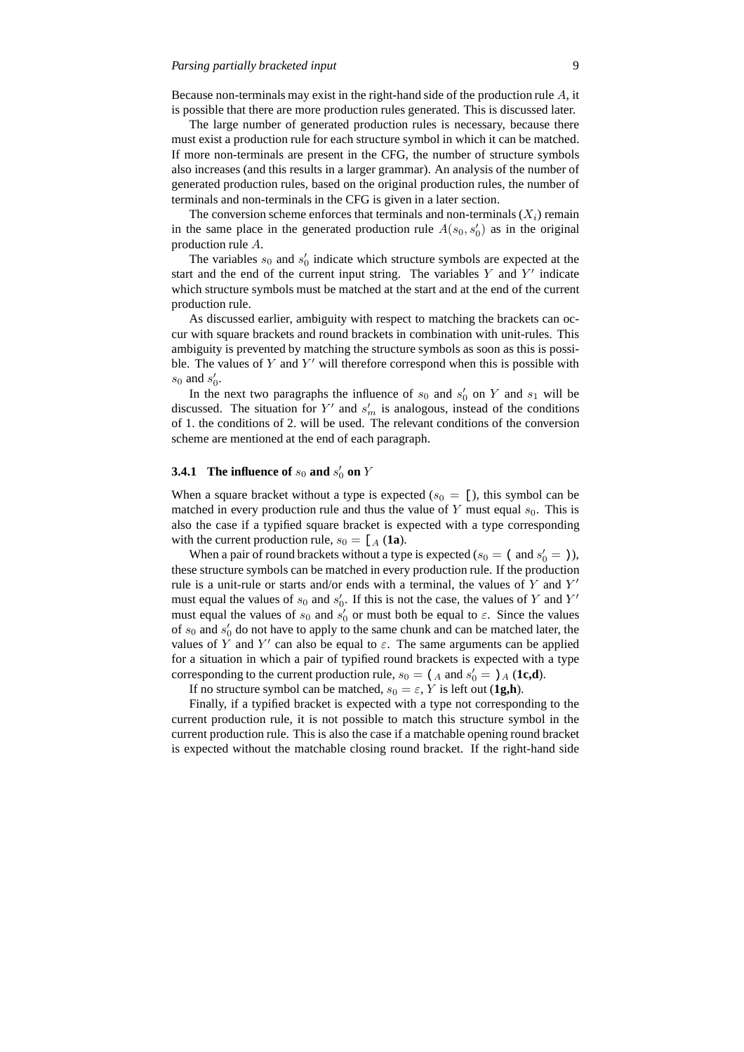Because non-terminals may exist in the right-hand side of the production rule $A$, it is possible that there are more production rules generated. This is discussed later.

The large number of generated production rules is necessary, because there must exist a production rule for each structure symbol in which it can be matched. If more non-terminals are present in the CFG, the number of structure symbols also increases (and this results in a larger grammar). An analysis of the number of generated production rules, based on the original production rules, the number of terminals and non-terminals in the CFG is given in a later section.

The conversion scheme enforces that terminals and non-terminals ($X_i$) remain in the same place in the generated production rule $A(s_0, s_0')$ as in the original production rule $A$.

The variables $s_0$ and $s_0'$ indicate which structure symbols are expected at the start and the end of the current input string. The variables $Y$ and $Y'$ indicate which structure symbols must be matched at the start and at the end of the current production rule.

As discussed earlier, ambiguity with respect to matching the brackets can occur with square brackets and round brackets in combination with unit-rules. This ambiguity is prevented by matching the structure symbols as soon as this is possible. The values of $Y$ and $Y'$ will therefore correspond when this is possible with $s_0$ and $s_0'$.

In the next two paragraphs the influence of $s_0$ and $s_0'$ on $Y$ and $s_1$ will be discussed. The situation for $Y'$ and $s_m'$ is analogous, instead of the conditions of 1. the conditions of 2. will be used. The relevant conditions of the conversion scheme are mentioned at the end of each paragraph.

### 3.4.1 The influence of $s_0$ and $s_0'$ on $Y$

When a square bracket without a type is expected ($s_0 = [$), this symbol can be matched in every production rule and thus the value of $Y$ must equal $s_0$. This is also the case if a typified square bracket is expected with a type corresponding with the current production rule, $s_0 = [_A$ (**1a**).

When a pair of round brackets without a type is expected ($s_0 = ($ and $s_0' = )$), these structure symbols can be matched in every production rule. If the production rule is a unit-rule or starts and/or ends with a terminal, the values of $Y$ and $Y'$ must equal the values of $s_0$ and $s_0'$. If this is not the case, the values of $Y$ and $Y'$ must equal the values of $s_0$ and $s_0'$ or must both be equal to $\varepsilon$. Since the values of $s_0$ and $s_0'$ do not have to apply to the same chunk and can be matched later, the values of $Y$ and $Y'$ can also be equal to $\varepsilon$. The same arguments can be applied for a situation in which a pair of typified round brackets is expected with a type corresponding to the current production rule, $s_0 = (_A$ and $s_0' = )_A$ (**1c,d**).

If no structure symbol can be matched, $s_0 = \varepsilon$, $Y$ is left out (**1g,h**).

Finally, if a typified bracket is expected with a type not corresponding to the current production rule, it is not possible to match this structure symbol in the current production rule. This is also the case if a matchable opening round bracket is expected without the matchable closing round bracket. If the right-hand side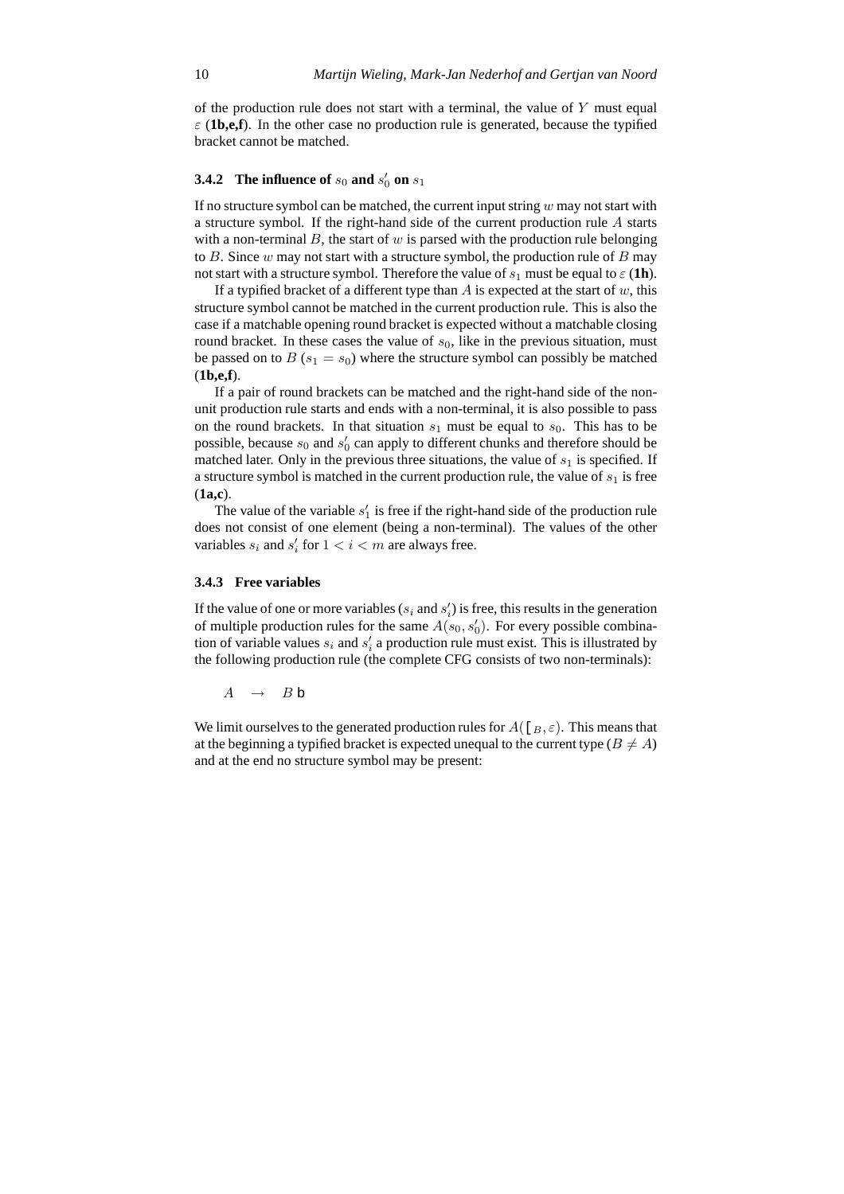of the production rule does not start with a terminal, the value of $Y$ must equal $\varepsilon$ (**1b,e,f**). In the other case no production rule is generated, because the typified bracket cannot be matched.

### 3.4.2 The influence of $s_0$ and $s'_0$ on $s_1$

If no structure symbol can be matched, the current input string $w$ may not start with a structure symbol. If the right-hand side of the current production rule $A$ starts with a non-terminal $B$, the start of $w$ is parsed with the production rule belonging to $B$. Since $w$ may not start with a structure symbol, the production rule of $B$ may not start with a structure symbol. Therefore the value of $s_1$ must be equal to $\varepsilon$ (**1h**).

If a typified bracket of a different type than $A$ is expected at the start of $w$, this structure symbol cannot be matched in the current production rule. This is also the case if a matchable opening round bracket is expected without a matchable closing round bracket. In these cases the value of $s_0$, like in the previous situation, must be passed on to $B$ ($s_1 = s_0$) where the structure symbol can possibly be matched (**1b,e,f**).

If a pair of round brackets can be matched and the right-hand side of the non-unit production rule starts and ends with a non-terminal, it is also possible to pass on the round brackets. In that situation $s_1$ must be equal to $s_0$. This has to be possible, because $s_0$ and $s'_0$ can apply to different chunks and therefore should be matched later. Only in the previous three situations, the value of $s_1$ is specified. If a structure symbol is matched in the current production rule, the value of $s_1$ is free (**1a,c**).

The value of the variable $s'_1$ is free if the right-hand side of the production rule does not consist of one element (being a non-terminal). The values of the other variables $s_i$ and $s'_i$ for $1 < i < m$ are always free.

### 3.4.3 Free variables

If the value of one or more variables ($s_i$ and $s'_i$) is free, this results in the generation of multiple production rules for the same $A(s_0, s'_0)$. For every possible combination of variable values $s_i$ and $s'_i$ a production rule must exist. This is illustrated by the following production rule (the complete CFG consists of two non-terminals):

$$A \quad \rightarrow \quad B \ \mathsf{b}$$

We limit ourselves to the generated production rules for $A([_B, \varepsilon)$. This means that at the beginning a typified bracket is expected unequal to the current type ($B \neq A$) and at the end no structure symbol may be present: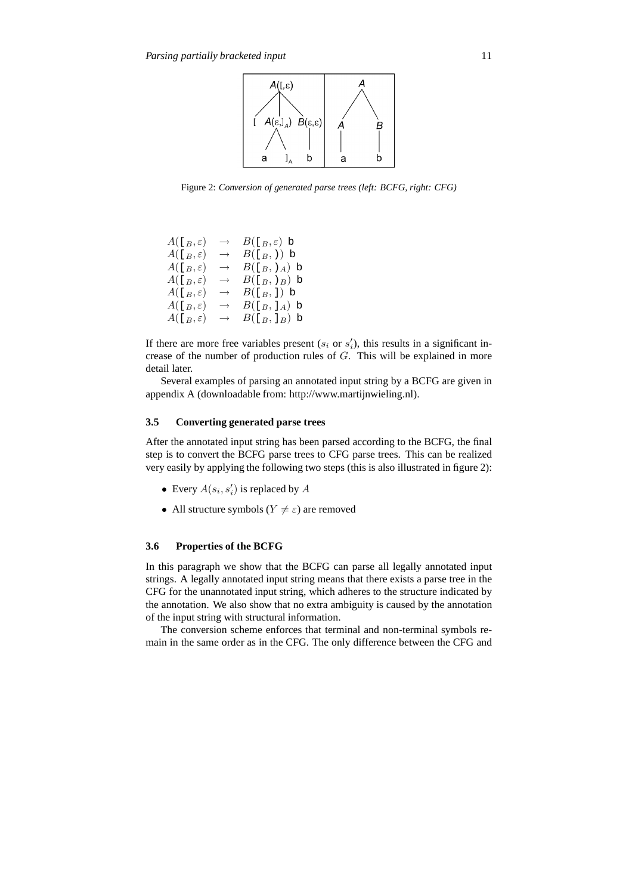Figure 2: *Conversion of generated parse trees (left: BCFG, right: CFG)*

$$
\begin{array}{lcl}
A([_B, \varepsilon) & \rightarrow & B([_B, \varepsilon)\ \mathsf{b} \\
A([_B, \varepsilon) & \rightarrow & B([_B, ))\ \mathsf{b} \\
A([_B, \varepsilon) & \rightarrow & B([_B, )_A)\ \mathsf{b} \\
A([_B, \varepsilon) & \rightarrow & B([_B, )_B)\ \mathsf{b} \\
A([_B, \varepsilon) & \rightarrow & B([_B, ])\ \mathsf{b} \\
A([_B, \varepsilon) & \rightarrow & B([_B, ]_A)\ \mathsf{b} \\
A([_B, \varepsilon) & \rightarrow & B([_B, ]_B)\ \mathsf{b}
\end{array}
$$

If there are more free variables present ($s_i$ or $s'_i$), this results in a significant increase of the number of production rules of $G$. This will be explained in more detail later.

Several examples of parsing an annotated input string by a BCFG are given in appendix A (downloadable from: http://www.martijnwieling.nl).

### 3.5 Converting generated parse trees

After the annotated input string has been parsed according to the BCFG, the final step is to convert the BCFG parse trees to CFG parse trees. This can be realized very easily by applying the following two steps (this is also illustrated in figure 2):

- Every $A(s_i, s'_i)$ is replaced by $A$
- All structure symbols ($Y \neq \varepsilon$) are removed

### 3.6 Properties of the BCFG

In this paragraph we show that the BCFG can parse all legally annotated input strings. A legally annotated input string means that there exists a parse tree in the CFG for the unannotated input string, which adheres to the structure indicated by the annotation. We also show that no extra ambiguity is caused by the annotation of the input string with structural information.

The conversion scheme enforces that terminal and non-terminal symbols remain in the same order as in the CFG. The only difference between the CFG and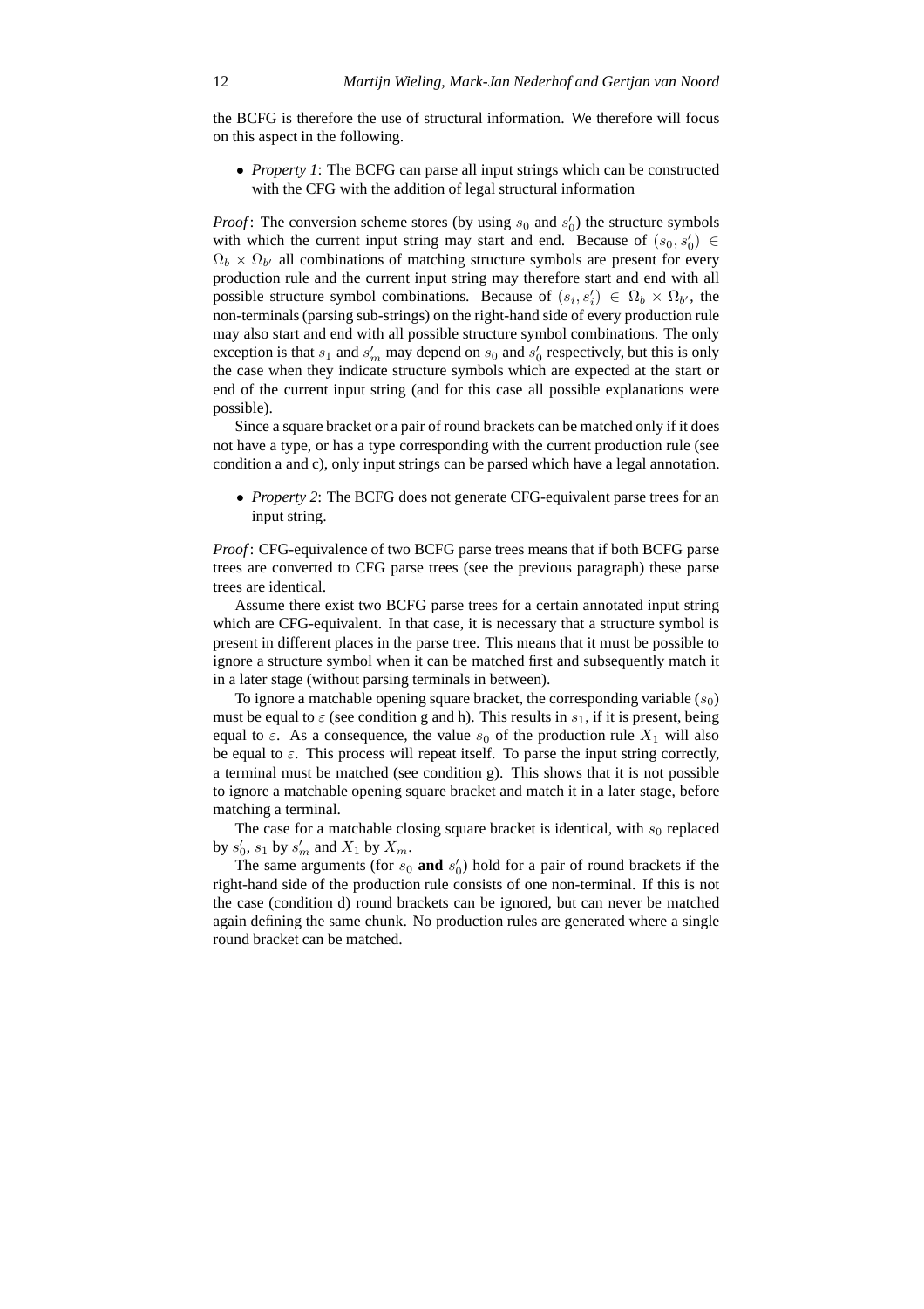the BCFG is therefore the use of structural information. We therefore will focus on this aspect in the following.

- *Property 1*: The BCFG can parse all input strings which can be constructed with the CFG with the addition of legal structural information

*Proof*: The conversion scheme stores (by using $s_0$ and $s'_0$) the structure symbols with which the current input string may start and end. Because of $(s_0, s'_0) \in \Omega_b \times \Omega_{b'}$ all combinations of matching structure symbols are present for every production rule and the current input string may therefore start and end with all possible structure symbol combinations. Because of $(s_i, s'_i) \in \Omega_b \times \Omega_{b'}$, the non-terminals (parsing sub-strings) on the right-hand side of every production rule may also start and end with all possible structure symbol combinations. The only exception is that $s_1$ and $s'_m$ may depend on $s_0$ and $s'_0$ respectively, but this is only the case when they indicate structure symbols which are expected at the start or end of the current input string (and for this case all possible explanations were possible).

Since a square bracket or a pair of round brackets can be matched only if it does not have a type, or has a type corresponding with the current production rule (see condition a and c), only input strings can be parsed which have a legal annotation.

- *Property 2*: The BCFG does not generate CFG-equivalent parse trees for an input string.

*Proof*: CFG-equivalence of two BCFG parse trees means that if both BCFG parse trees are converted to CFG parse trees (see the previous paragraph) these parse trees are identical.

Assume there exist two BCFG parse trees for a certain annotated input string which are CFG-equivalent. In that case, it is necessary that a structure symbol is present in different places in the parse tree. This means that it must be possible to ignore a structure symbol when it can be matched first and subsequently match it in a later stage (without parsing terminals in between).

To ignore a matchable opening square bracket, the corresponding variable ($s_0$) must be equal to $\varepsilon$ (see condition g and h). This results in $s_1$, if it is present, being equal to $\varepsilon$. As a consequence, the value $s_0$ of the production rule $X_1$ will also be equal to $\varepsilon$. This process will repeat itself. To parse the input string correctly, a terminal must be matched (see condition g). This shows that it is not possible to ignore a matchable opening square bracket and match it in a later stage, before matching a terminal.

The case for a matchable closing square bracket is identical, with $s_0$ replaced by $s'_0$, $s_1$ by $s'_m$ and $X_1$ by $X_m$.

The same arguments (for $s_0$ **and** $s'_0$) hold for a pair of round brackets if the right-hand side of the production rule consists of one non-terminal. If this is not the case (condition d) round brackets can be ignored, but can never be matched again defining the same chunk. No production rules are generated where a single round bracket can be matched.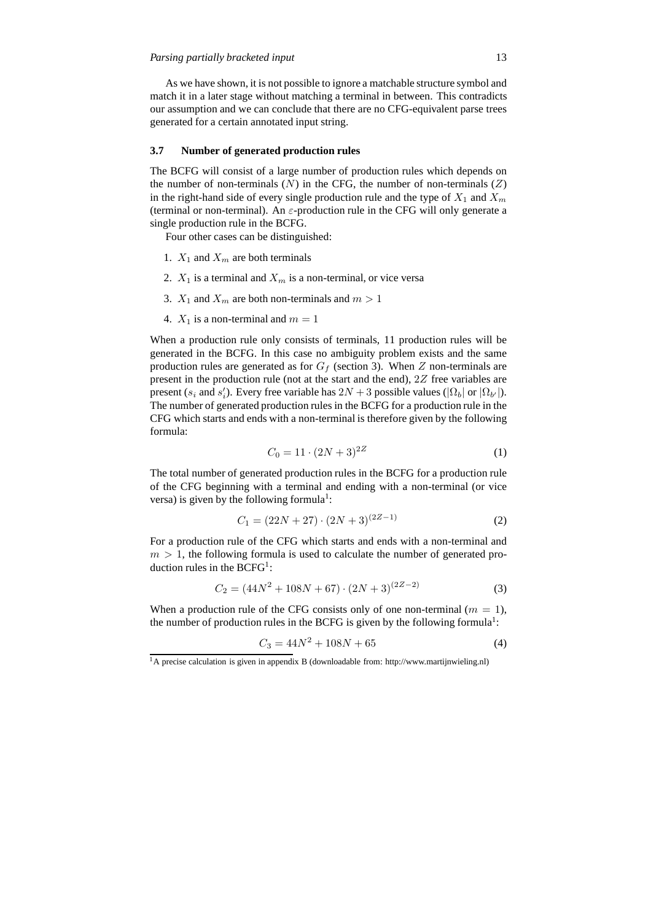As we have shown, it is not possible to ignore a matchable structure symbol and match it in a later stage without matching a terminal in between. This contradicts our assumption and we can conclude that there are no CFG-equivalent parse trees generated for a certain annotated input string.

### 3.7 Number of generated production rules

The BCFG will consist of a large number of production rules which depends on the number of non-terminals ($N$) in the CFG, the number of non-terminals ($Z$) in the right-hand side of every single production rule and the type of $X_1$ and $X_m$ (terminal or non-terminal). An $\varepsilon$-production rule in the CFG will only generate a single production rule in the BCFG.

Four other cases can be distinguished:

1. $X_1$ and $X_m$ are both terminals
2. $X_1$ is a terminal and $X_m$ is a non-terminal, or vice versa
3. $X_1$ and $X_m$ are both non-terminals and $m > 1$
4. $X_1$ is a non-terminal and $m = 1$

When a production rule only consists of terminals, 11 production rules will be generated in the BCFG. In this case no ambiguity problem exists and the same production rules are generated as for $G_f$ (section 3). When $Z$ non-terminals are present in the production rule (not at the start and the end), $2Z$ free variables are present ($s_i$ and $s'_i$). Every free variable has $2N + 3$ possible values ($|\Omega_b|$ or $|\Omega_{b'}|$). The number of generated production rules in the BCFG for a production rule in the CFG which starts and ends with a non-terminal is therefore given by the following formula:

$$C_0 = 11 \cdot (2N + 3)^{2Z} \tag{1}$$

The total number of generated production rules in the BCFG for a production rule of the CFG beginning with a terminal and ending with a non-terminal (or vice versa) is given by the following formula[1]:

$$C_1 = (22N + 27) \cdot (2N + 3)^{(2Z-1)} \tag{2}$$

For a production rule of the CFG which starts and ends with a non-terminal and $m > 1$, the following formula is used to calculate the number of generated production rules in the BCFG[1]:

$$C_2 = (44N^2 + 108N + 67) \cdot (2N + 3)^{(2Z-2)} \tag{3}$$

When a production rule of the CFG consists only of one non-terminal ($m = 1$), the number of production rules in the BCFG is given by the following formula[1]:

$$C_3 = 44N^2 + 108N + 65 \tag{4}$$

[1] A precise calculation is given in appendix B (downloadable from: http://www.martijnwieling.nl)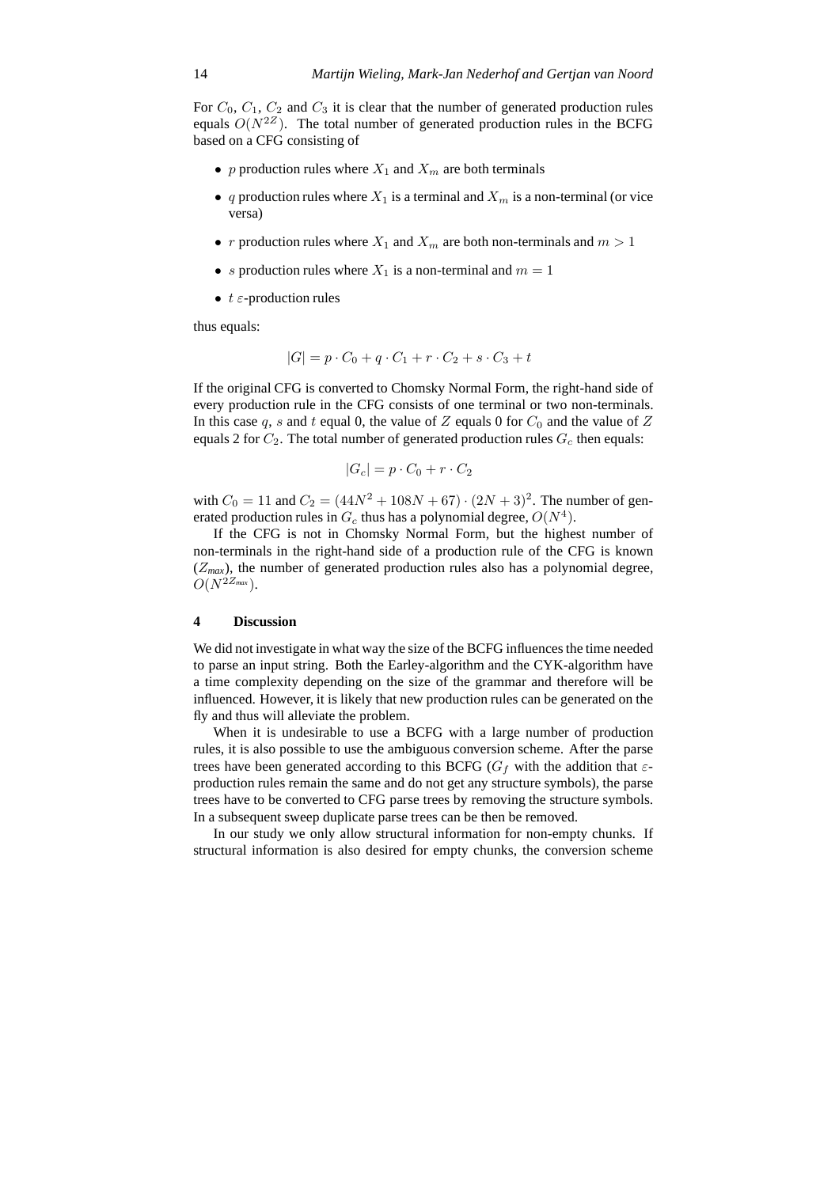For $C_0$, $C_1$, $C_2$ and $C_3$ it is clear that the number of generated production rules equals $O(N^{2Z})$. The total number of generated production rules in the BCFG based on a CFG consisting of

- $p$ production rules where $X_1$ and $X_m$ are both terminals
- $q$ production rules where $X_1$ is a terminal and $X_m$ is a non-terminal (or vice versa)
- $r$ production rules where $X_1$ and $X_m$ are both non-terminals and $m > 1$
- $s$ production rules where $X_1$ is a non-terminal and $m = 1$
- $t$ $\varepsilon$-production rules

thus equals:

$$|G| = p \cdot C_0 + q \cdot C_1 + r \cdot C_2 + s \cdot C_3 + t$$

If the original CFG is converted to Chomsky Normal Form, the right-hand side of every production rule in the CFG consists of one terminal or two non-terminals. In this case $q$, $s$ and $t$ equal 0, the value of $Z$ equals 0 for $C_0$ and the value of $Z$ equals 2 for $C_2$. The total number of generated production rules $G_c$ then equals:

$$|G_c| = p \cdot C_0 + r \cdot C_2$$

with $C_0 = 11$ and $C_2 = (44N^2 + 108N + 67) \cdot (2N + 3)^2$. The number of generated production rules in $G_c$ thus has a polynomial degree, $O(N^4)$.

If the CFG is not in Chomsky Normal Form, but the highest number of non-terminals in the right-hand side of a production rule of the CFG is known ($Z_{max}$), the number of generated production rules also has a polynomial degree, $O(N^{2Z_{max}})$.

## 4 Discussion

We did not investigate in what way the size of the BCFG influences the time needed to parse an input string. Both the Earley-algorithm and the CYK-algorithm have a time complexity depending on the size of the grammar and therefore will be influenced. However, it is likely that new production rules can be generated on the fly and thus will alleviate the problem.

When it is undesirable to use a BCFG with a large number of production rules, it is also possible to use the ambiguous conversion scheme. After the parse trees have been generated according to this BCFG ($G_f$ with the addition that $\varepsilon$-production rules remain the same and do not get any structure symbols), the parse trees have to be converted to CFG parse trees by removing the structure symbols. In a subsequent sweep duplicate parse trees can be then be removed.

In our study we only allow structural information for non-empty chunks. If structural information is also desired for empty chunks, the conversion scheme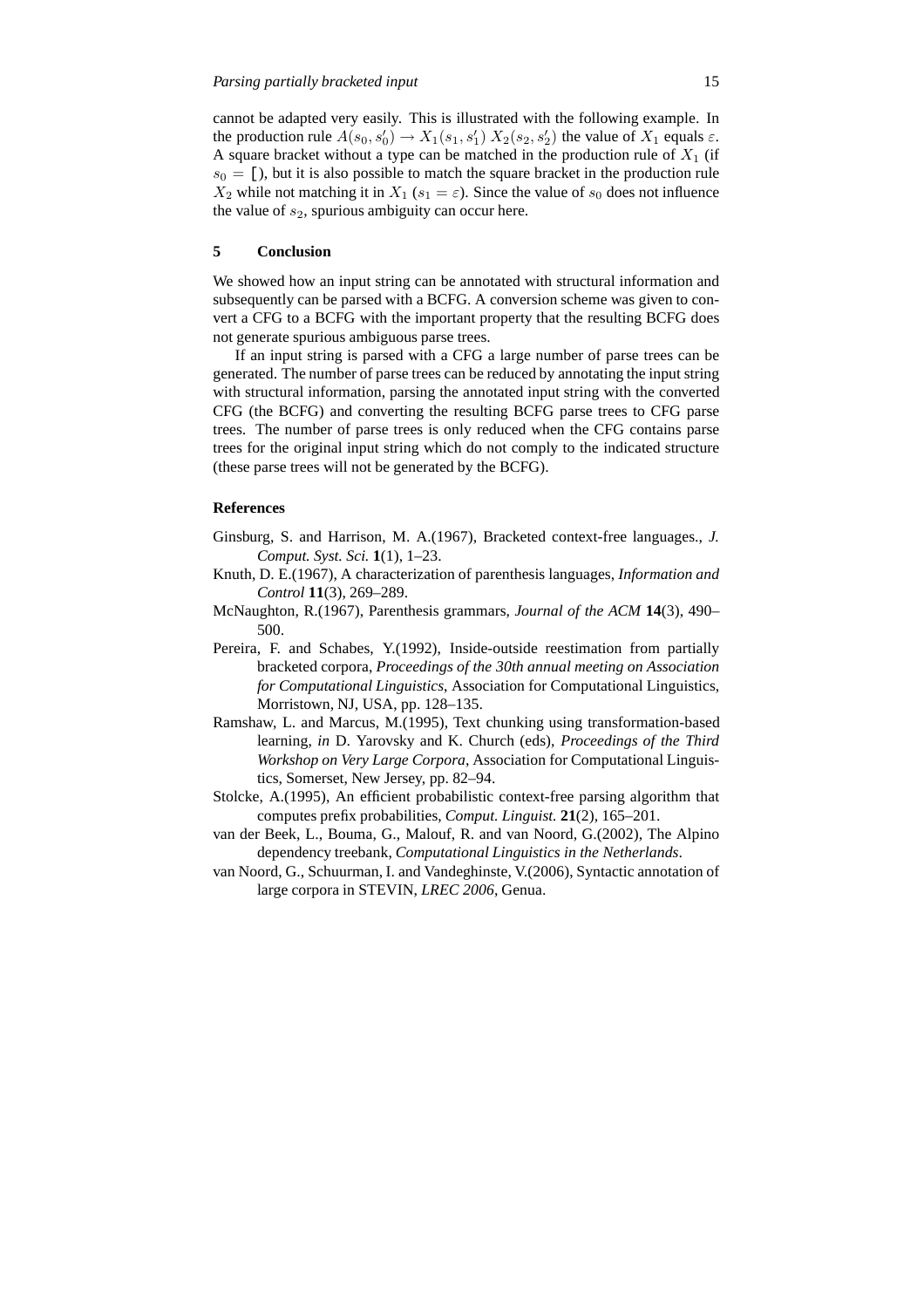cannot be adapted very easily. This is illustrated with the following example. In the production rule $A(s_0, s_0') \rightarrow X_1(s_1, s_1')\ X_2(s_2, s_2')$ the value of $X_1$ equals $\varepsilon$. A square bracket without a type can be matched in the production rule of $X_1$ (if $s_0 = [$), but it is also possible to match the square bracket in the production rule $X_2$ while not matching it in $X_1$ ($s_1 = \varepsilon$). Since the value of $s_0$ does not influence the value of $s_2$, spurious ambiguity can occur here.

## 5 Conclusion

We showed how an input string can be annotated with structural information and subsequently can be parsed with a BCFG. A conversion scheme was given to convert a CFG to a BCFG with the important property that the resulting BCFG does not generate spurious ambiguous parse trees.

If an input string is parsed with a CFG a large number of parse trees can be generated. The number of parse trees can be reduced by annotating the input string with structural information, parsing the annotated input string with the converted CFG (the BCFG) and converting the resulting BCFG parse trees to CFG parse trees. The number of parse trees is only reduced when the CFG contains parse trees for the original input string which do not comply to the indicated structure (these parse trees will not be generated by the BCFG).

## References

Ginsburg, S. and Harrison, M. A.(1967), Bracketed context-free languages., *J. Comput. Syst. Sci.* **1**(1), 1–23.

Knuth, D. E.(1967), A characterization of parenthesis languages, *Information and Control* **11**(3), 269–289.

McNaughton, R.(1967), Parenthesis grammars, *Journal of the ACM* **14**(3), 490–500.

Pereira, F. and Schabes, Y.(1992), Inside-outside reestimation from partially bracketed corpora, *Proceedings of the 30th annual meeting on Association for Computational Linguistics*, Association for Computational Linguistics, Morristown, NJ, USA, pp. 128–135.

Ramshaw, L. and Marcus, M.(1995), Text chunking using transformation-based learning, *in* D. Yarovsky and K. Church (eds), *Proceedings of the Third Workshop on Very Large Corpora*, Association for Computational Linguistics, Somerset, New Jersey, pp. 82–94.

Stolcke, A.(1995), An efficient probabilistic context-free parsing algorithm that computes prefix probabilities, *Comput. Linguist.* **21**(2), 165–201.

van der Beek, L., Bouma, G., Malouf, R. and van Noord, G.(2002), The Alpino dependency treebank, *Computational Linguistics in the Netherlands*.

van Noord, G., Schuurman, I. and Vandeghinste, V.(2006), Syntactic annotation of large corpora in STEVIN, *LREC 2006*, Genua.